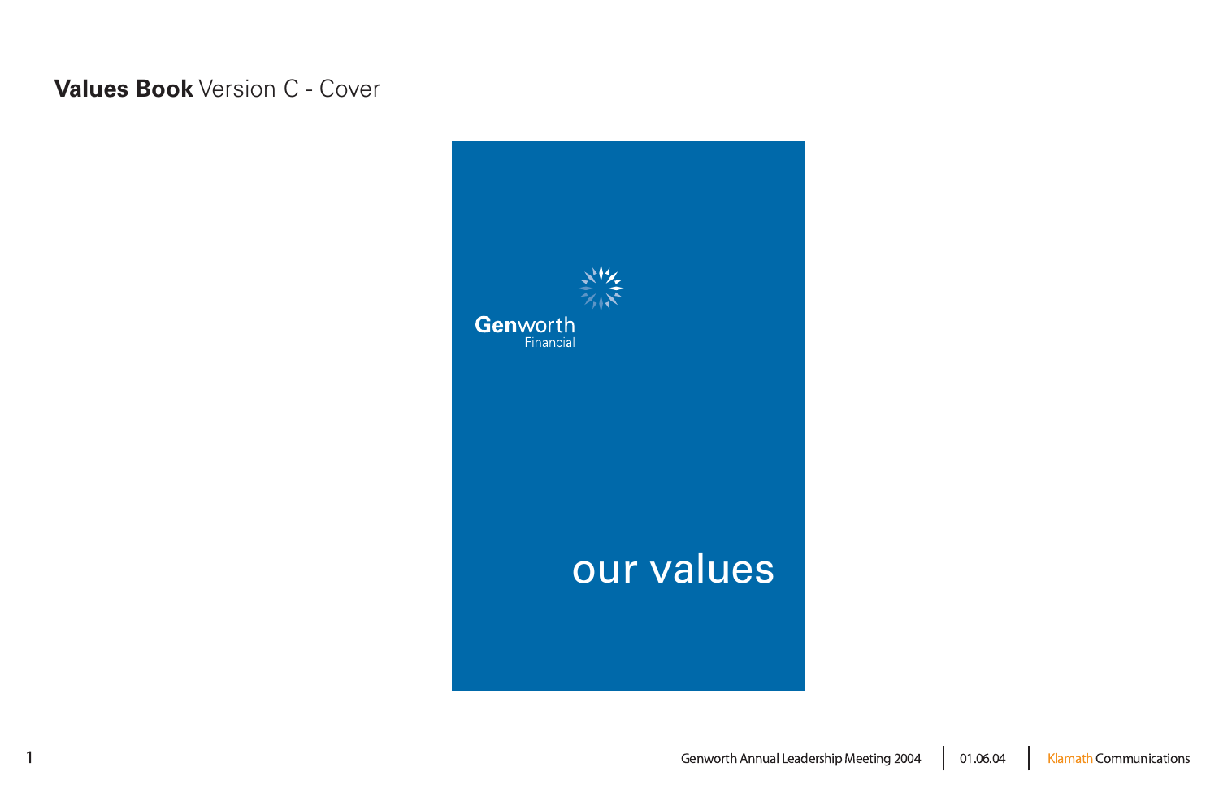# **Values Book** Version C - Cover

Genworth
Financial

our values

Genworth Annual Leadership Meeting 2004 | 01.06.04 | Klamath Communications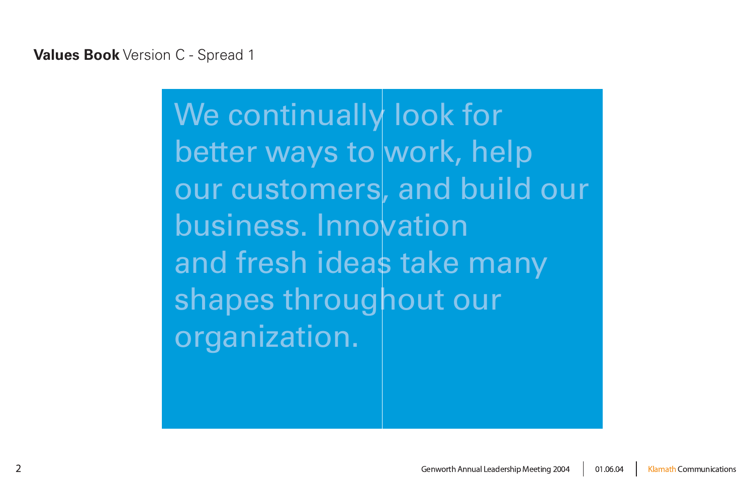**Values Book** Version C - Spread 1

We continually look for better ways to work, help our customers, and build our business. Innovation and fresh ideas take many shapes throughout our organization.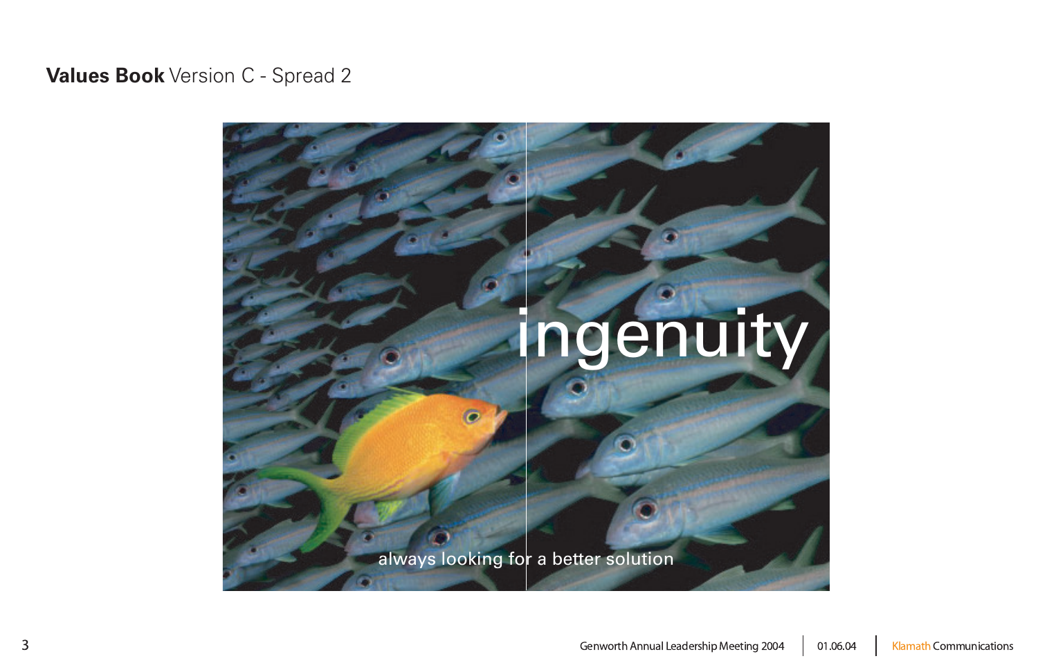**Values Book** Version C - Spread 2

ingenuity

always looking for a better solution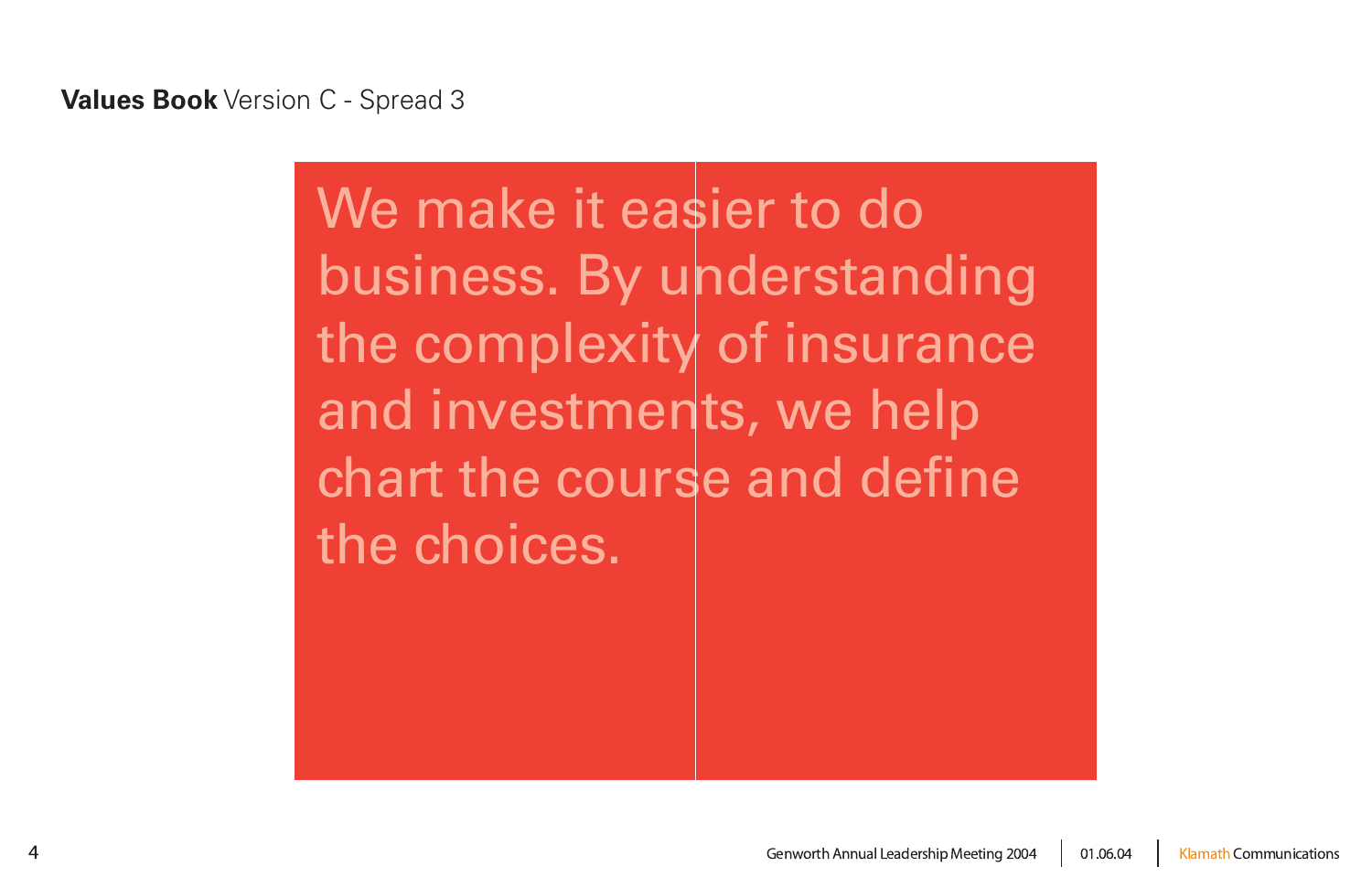**Values Book** Version C - Spread 3

We make it easier to do business. By understanding the complexity of insurance and investments, we help chart the course and define the choices.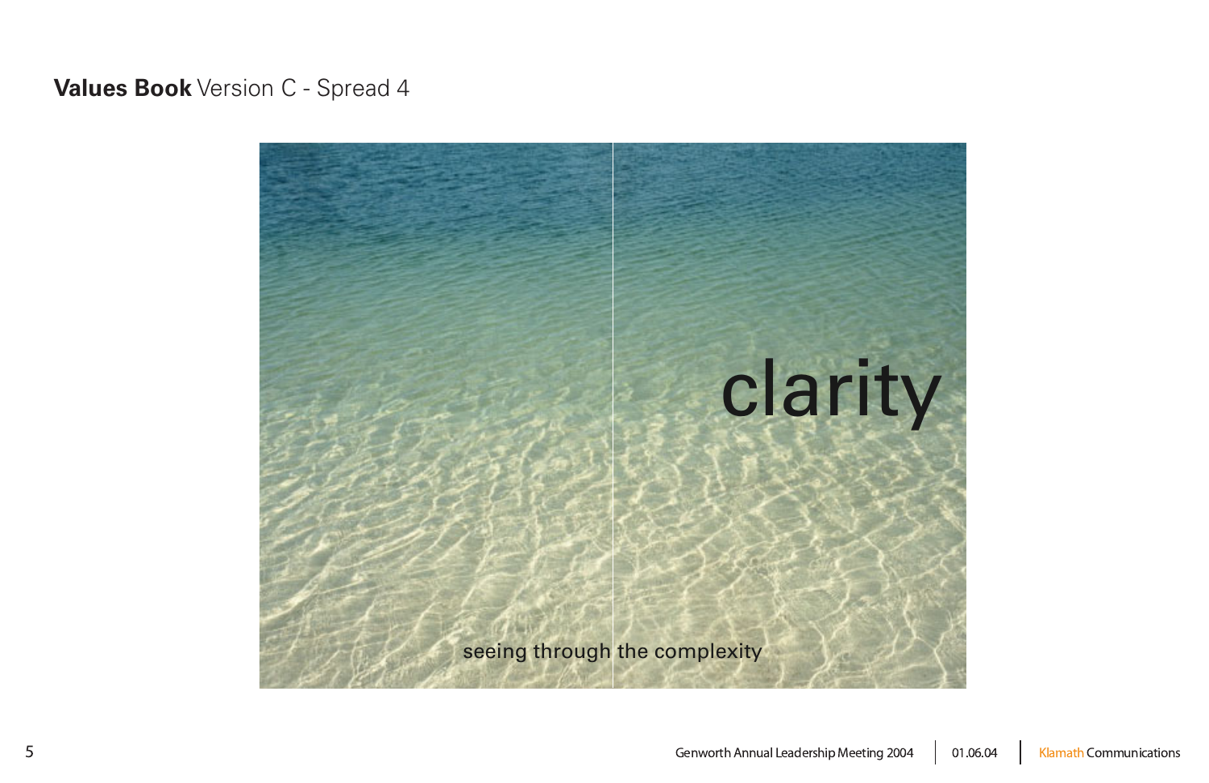**Values Book** Version C - Spread 4

clarity

seeing through the complexity

Genworth Annual Leadership Meeting 2004 | 01.06.04 | Klamath Communications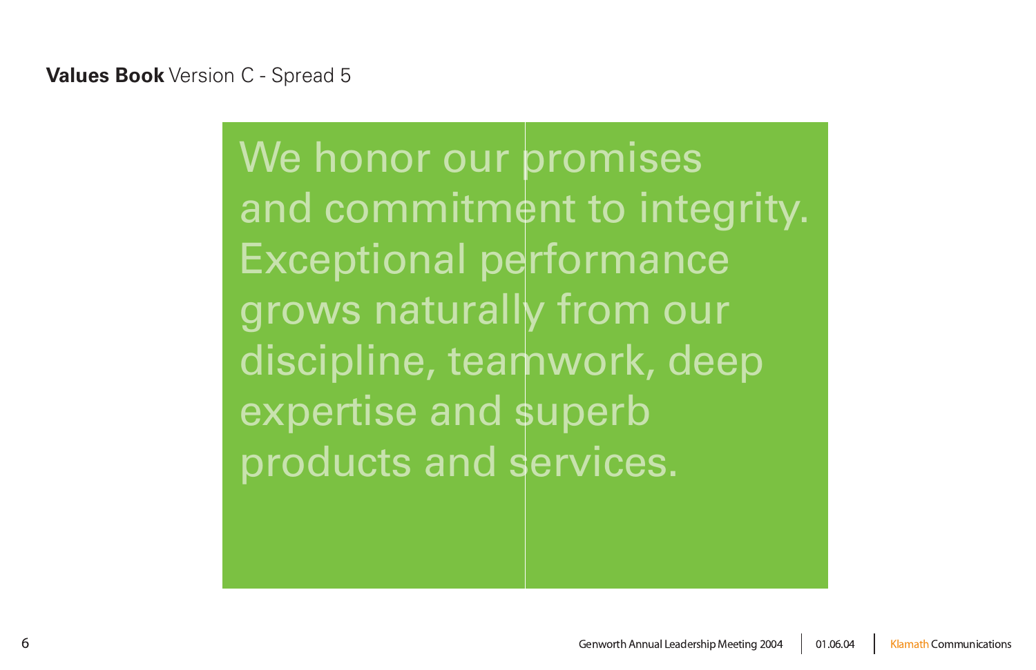**Values Book** Version C - Spread 5

We honor our promises and commitment to integrity. Exceptional performance grows naturally from our discipline, teamwork, deep expertise and superb products and services.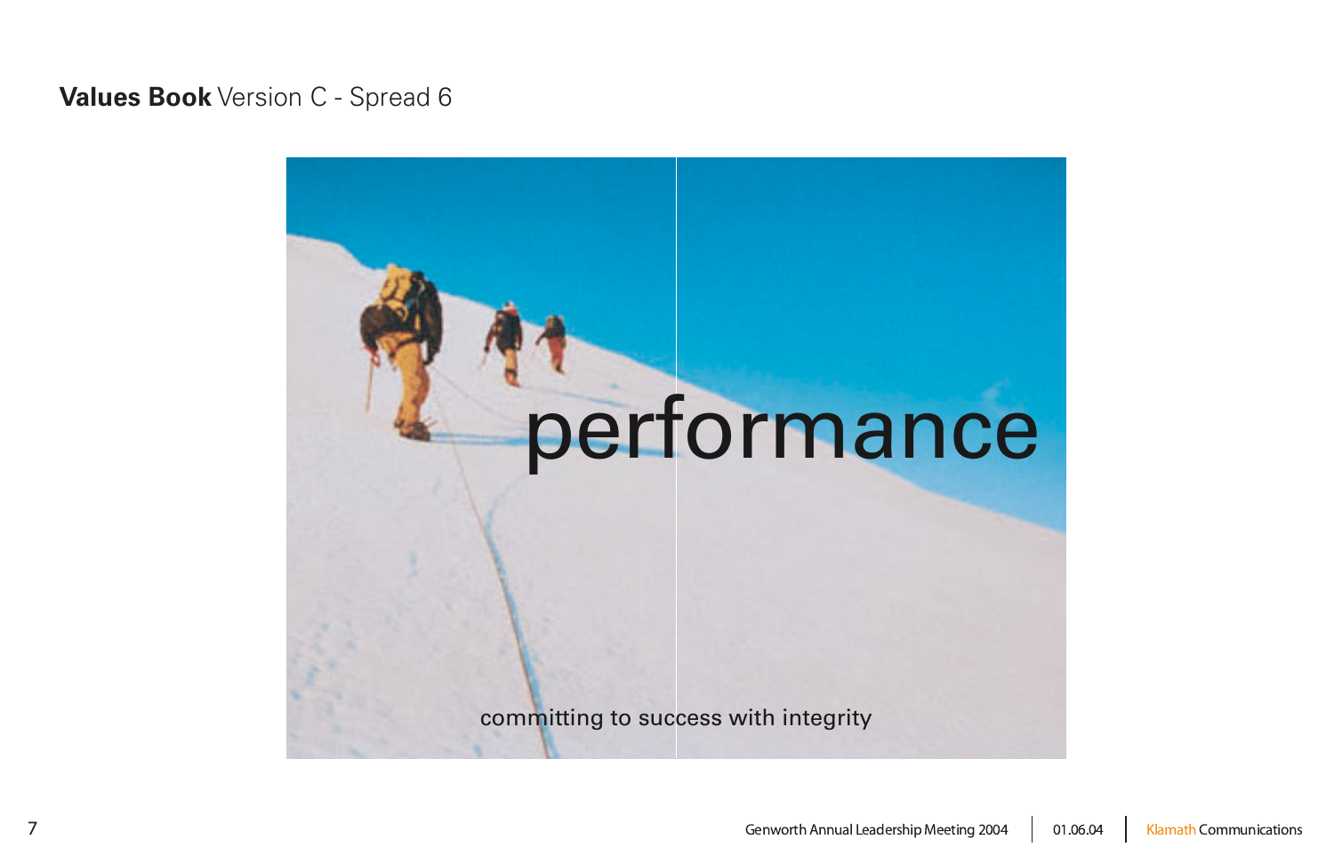**Values Book** Version C - Spread 6

performance

committing to success with integrity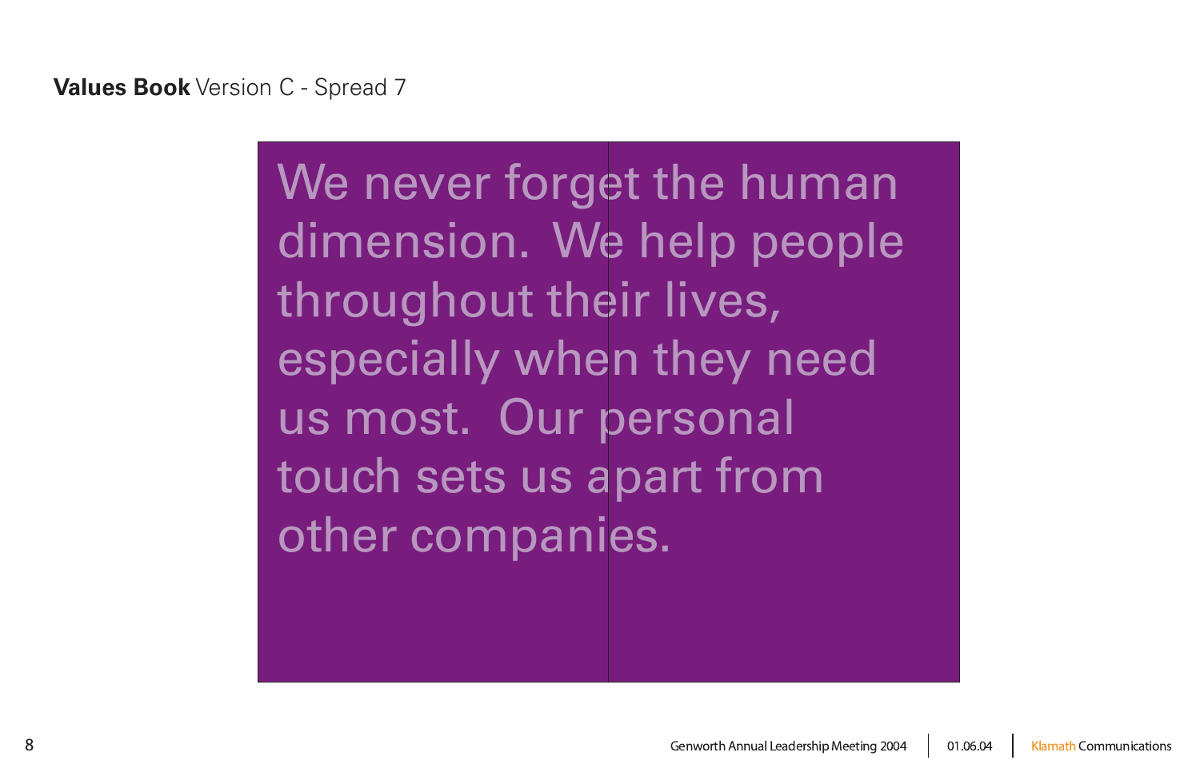**Values Book** Version C - Spread 7

We never forget the human dimension. We help people throughout their lives, especially when they need us most. Our personal touch sets us apart from other companies.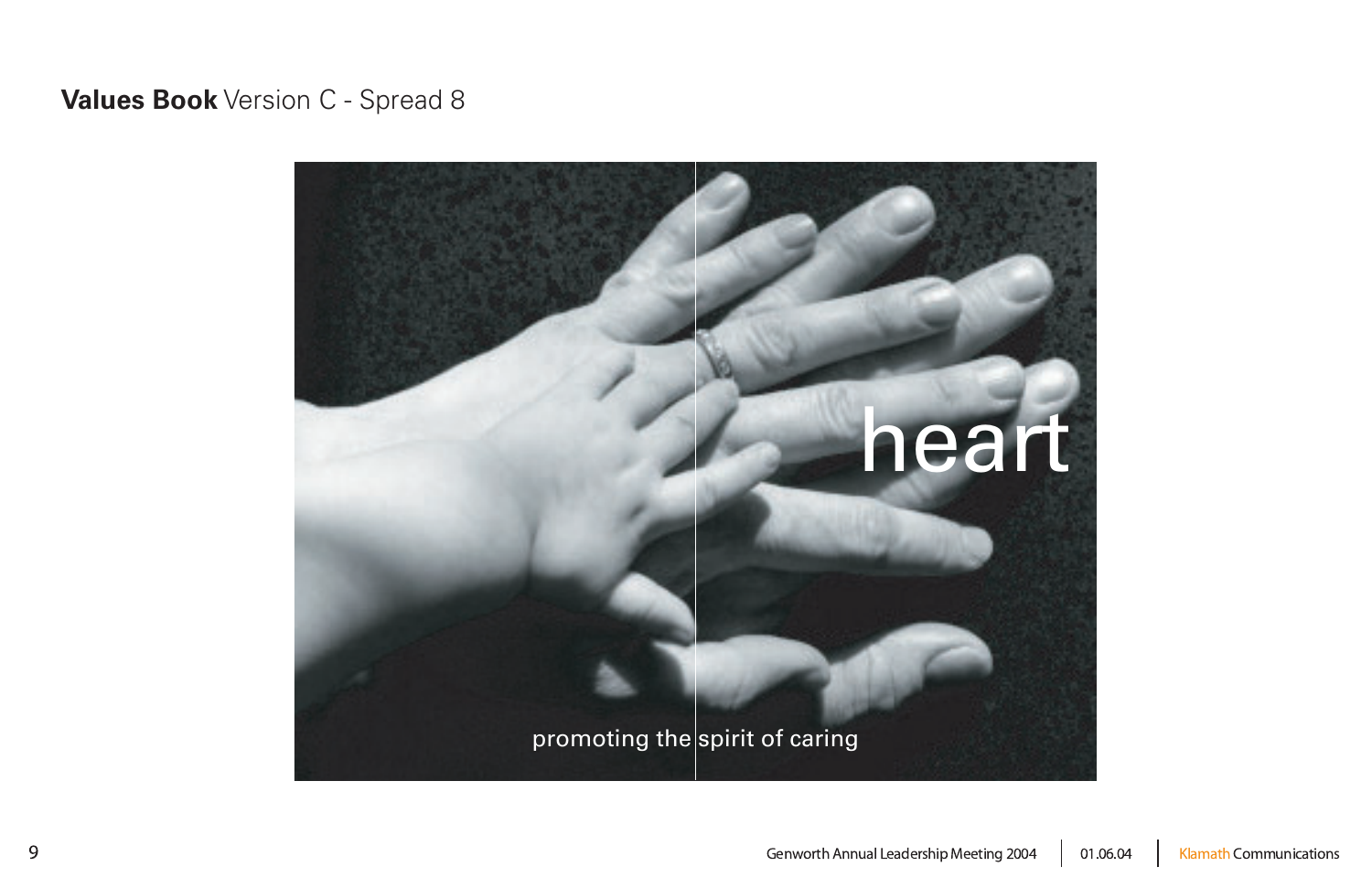**Values Book** Version C - Spread 8

heart

promoting the spirit of caring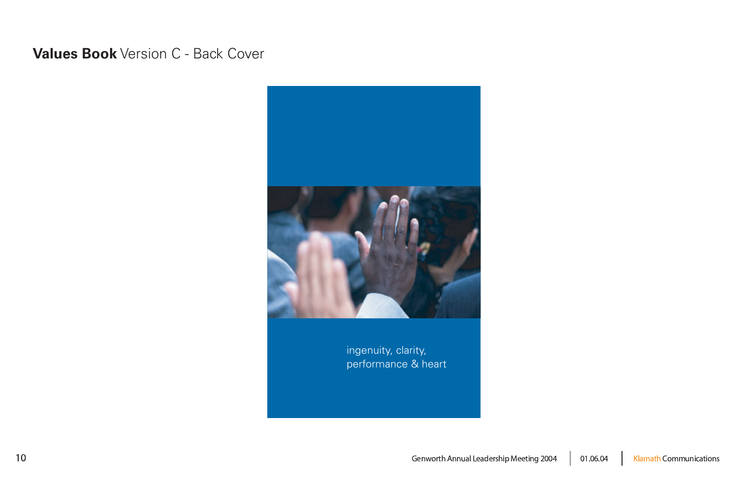## **Values Book** Version C - Back Cover

ingenuity, clarity,
performance & heart